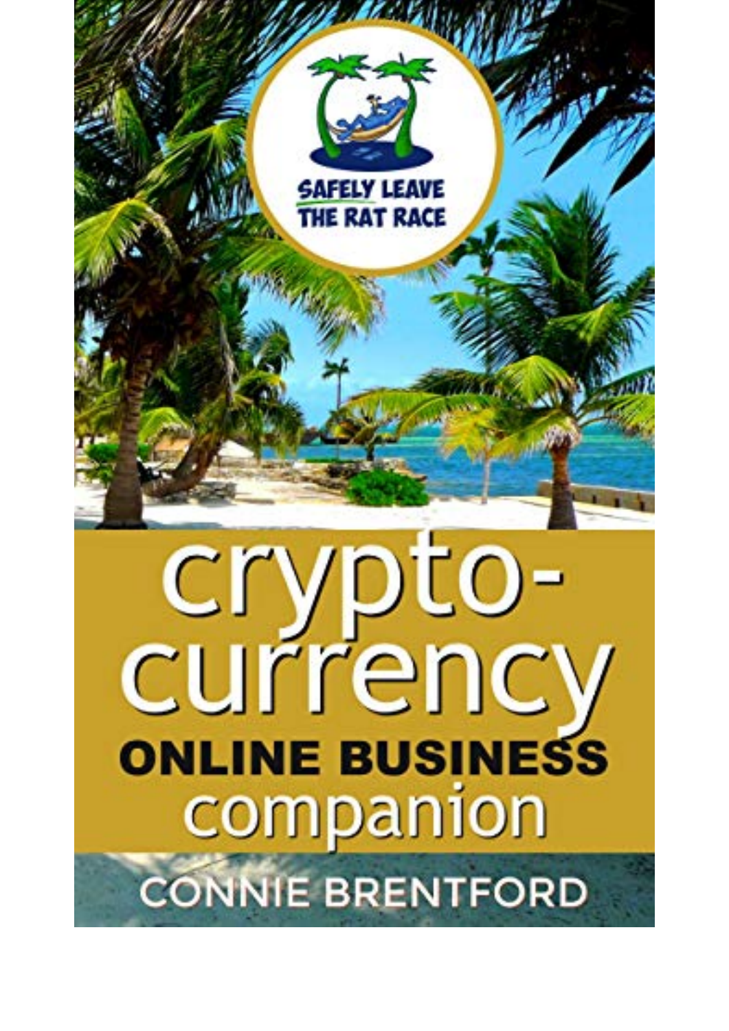SAFELY LEAVE THE RAT RACE

# crypto-currency

## ONLINE BUSINESS companion

CONNIE BRENTFORD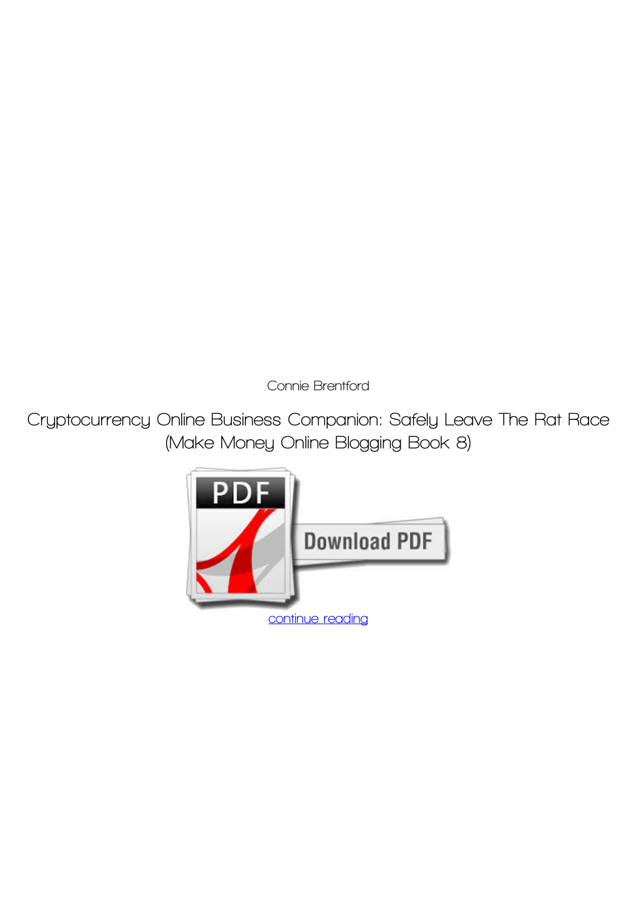Connie Brentford

Cryptocurrency Online Business Companion: Safely Leave The Rat Race (Make Money Online Blogging Book 8)

Download PDF

continue reading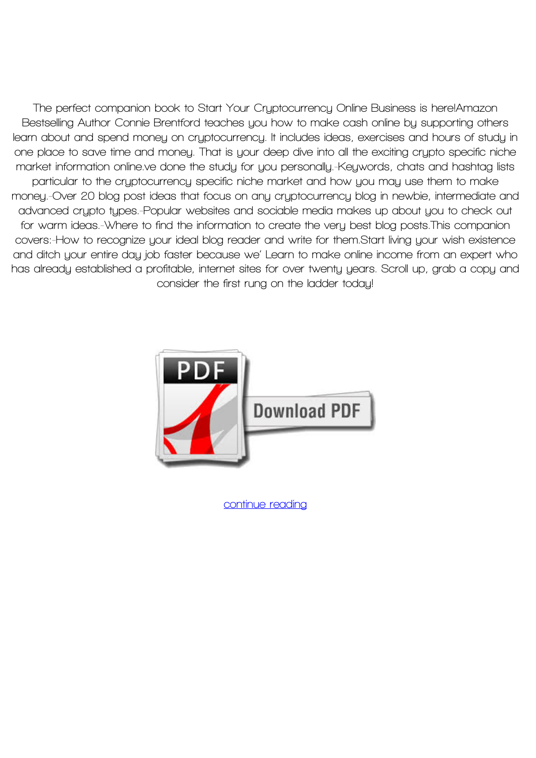The perfect companion book to Start Your Cryptocurrency Online Business is here!Amazon Bestselling Author Connie Brentford teaches you how to make cash online by supporting others learn about and spend money on cryptocurrency. It includes ideas, exercises and hours of study in one place to save time and money. That is your deep dive into all the exciting crypto specific niche market information online.ve done the study for you personally.-Keywords, chats and hashtag lists particular to the cryptocurrency specific niche market and how you may use them to make money.-Over 20 blog post ideas that focus on any cryptocurrency blog in newbie, intermediate and advanced crypto types.-Popular websites and sociable media makes up about you to check out for warm ideas.-Where to find the information to create the very best blog posts.This companion covers:-How to recognize your ideal blog reader and write for them.Start living your wish existence and ditch your entire day job faster because we' Learn to make online income from an expert who has already established a profitable, internet sites for over twenty years. Scroll up, grab a copy and consider the first rung on the ladder today!

continue reading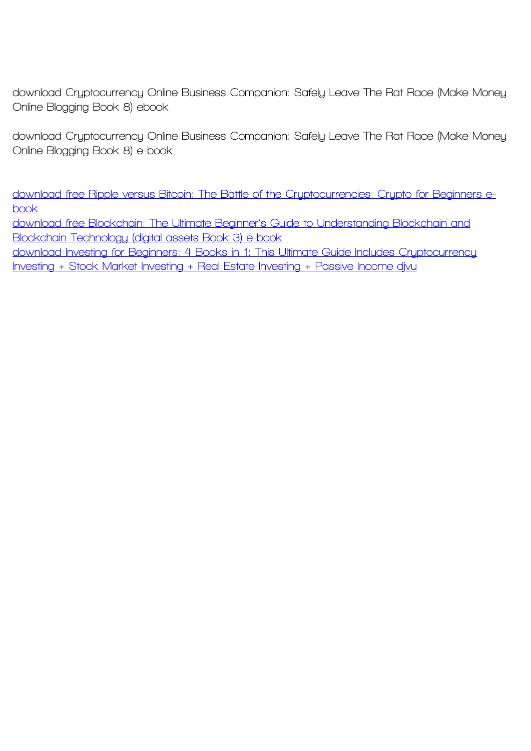download Cryptocurrency Online Business Companion: Safely Leave The Rat Race (Make Money Online Blogging Book 8) ebook

download Cryptocurrency Online Business Companion: Safely Leave The Rat Race (Make Money Online Blogging Book 8) e-book

download free Ripple versus Bitcoin: The Battle of the Cryptocurrencies: Crypto for Beginners e-book
download free Blockchain: The Ultimate Beginner's Guide to Understanding Blockchain and Blockchain Technology (digital assets Book 3) e-book
download Investing for Beginners: 4 Books in 1: This Ultimate Guide Includes Cryptocurrency Investing + Stock Market Investing + Real Estate Investing + Passive Income djvu